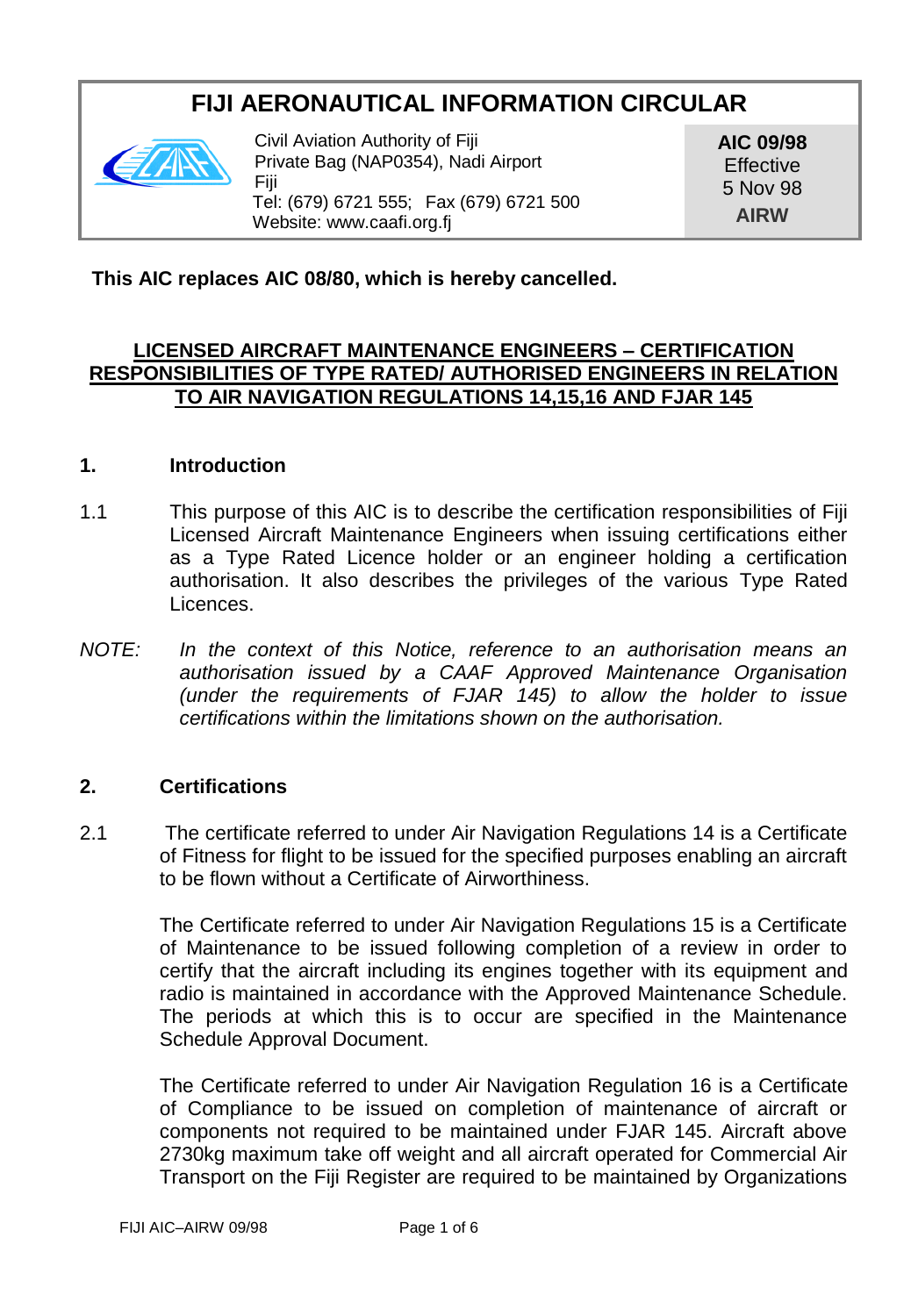# FIJI AERONAUTICAL INFORMATION CIRCULAR

Civil Aviation Authority of Fiji
Private Bag (NAP0354), Nadi Airport
Fiji
Tel: (679) 6721 555; Fax (679) 6721 500
Website: www.caafi.org.fj

**AIC 09/98**
Effective
5 Nov 98
**AIRW**

**This AIC replaces AIC 08/80, which is hereby cancelled.**

## LICENSED AIRCRAFT MAINTENANCE ENGINEERS – CERTIFICATION RESPONSIBILITIES OF TYPE RATED/ AUTHORISED ENGINEERS IN RELATION TO AIR NAVIGATION REGULATIONS 14,15,16 AND FJAR 145

### 1. Introduction

1.1 This purpose of this AIC is to describe the certification responsibilities of Fiji Licensed Aircraft Maintenance Engineers when issuing certifications either as a Type Rated Licence holder or an engineer holding a certification authorisation. It also describes the privileges of the various Type Rated Licences.

*NOTE: In the context of this Notice, reference to an authorisation means an authorisation issued by a CAAF Approved Maintenance Organisation (under the requirements of FJAR 145) to allow the holder to issue certifications within the limitations shown on the authorisation.*

### 2. Certifications

2.1 The certificate referred to under Air Navigation Regulations 14 is a Certificate of Fitness for flight to be issued for the specified purposes enabling an aircraft to be flown without a Certificate of Airworthiness.

The Certificate referred to under Air Navigation Regulations 15 is a Certificate of Maintenance to be issued following completion of a review in order to certify that the aircraft including its engines together with its equipment and radio is maintained in accordance with the Approved Maintenance Schedule. The periods at which this is to occur are specified in the Maintenance Schedule Approval Document.

The Certificate referred to under Air Navigation Regulation 16 is a Certificate of Compliance to be issued on completion of maintenance of aircraft or components not required to be maintained under FJAR 145. Aircraft above 2730kg maximum take off weight and all aircraft operated for Commercial Air Transport on the Fiji Register are required to be maintained by Organizations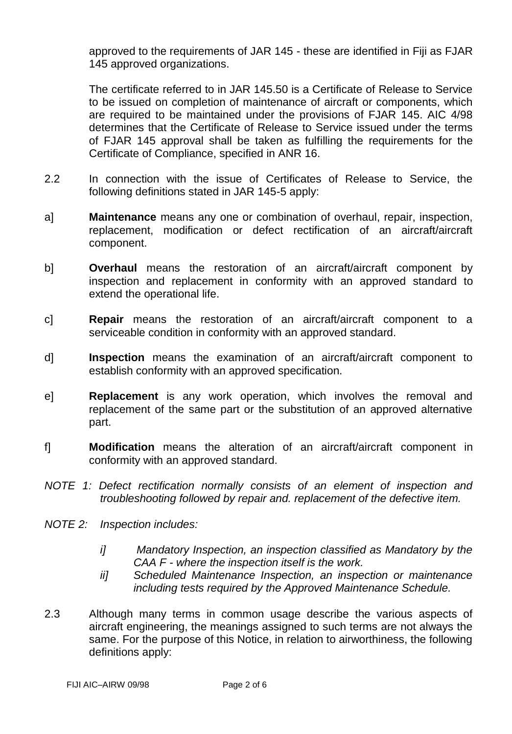approved to the requirements of JAR 145 - these are identified in Fiji as FJAR 145 approved organizations.

The certificate referred to in JAR 145.50 is a Certificate of Release to Service to be issued on completion of maintenance of aircraft or components, which are required to be maintained under the provisions of FJAR 145. AIC 4/98 determines that the Certificate of Release to Service issued under the terms of FJAR 145 approval shall be taken as fulfilling the requirements for the Certificate of Compliance, specified in ANR 16.

2.2 In connection with the issue of Certificates of Release to Service, the following definitions stated in JAR 145-5 apply:

a] **Maintenance** means any one or combination of overhaul, repair, inspection, replacement, modification or defect rectification of an aircraft/aircraft component.

b] **Overhaul** means the restoration of an aircraft/aircraft component by inspection and replacement in conformity with an approved standard to extend the operational life.

c] **Repair** means the restoration of an aircraft/aircraft component to a serviceable condition in conformity with an approved standard.

d] **Inspection** means the examination of an aircraft/aircraft component to establish conformity with an approved specification.

e] **Replacement** is any work operation, which involves the removal and replacement of the same part or the substitution of an approved alternative part.

f] **Modification** means the alteration of an aircraft/aircraft component in conformity with an approved standard.

*NOTE 1: Defect rectification normally consists of an element of inspection and troubleshooting followed by repair and. replacement of the defective item.*

*NOTE 2: Inspection includes:*

*i] Mandatory Inspection, an inspection classified as Mandatory by the CAA F - where the inspection itself is the work.*

*ii] Scheduled Maintenance Inspection, an inspection or maintenance including tests required by the Approved Maintenance Schedule.*

2.3 Although many terms in common usage describe the various aspects of aircraft engineering, the meanings assigned to such terms are not always the same. For the purpose of this Notice, in relation to airworthiness, the following definitions apply: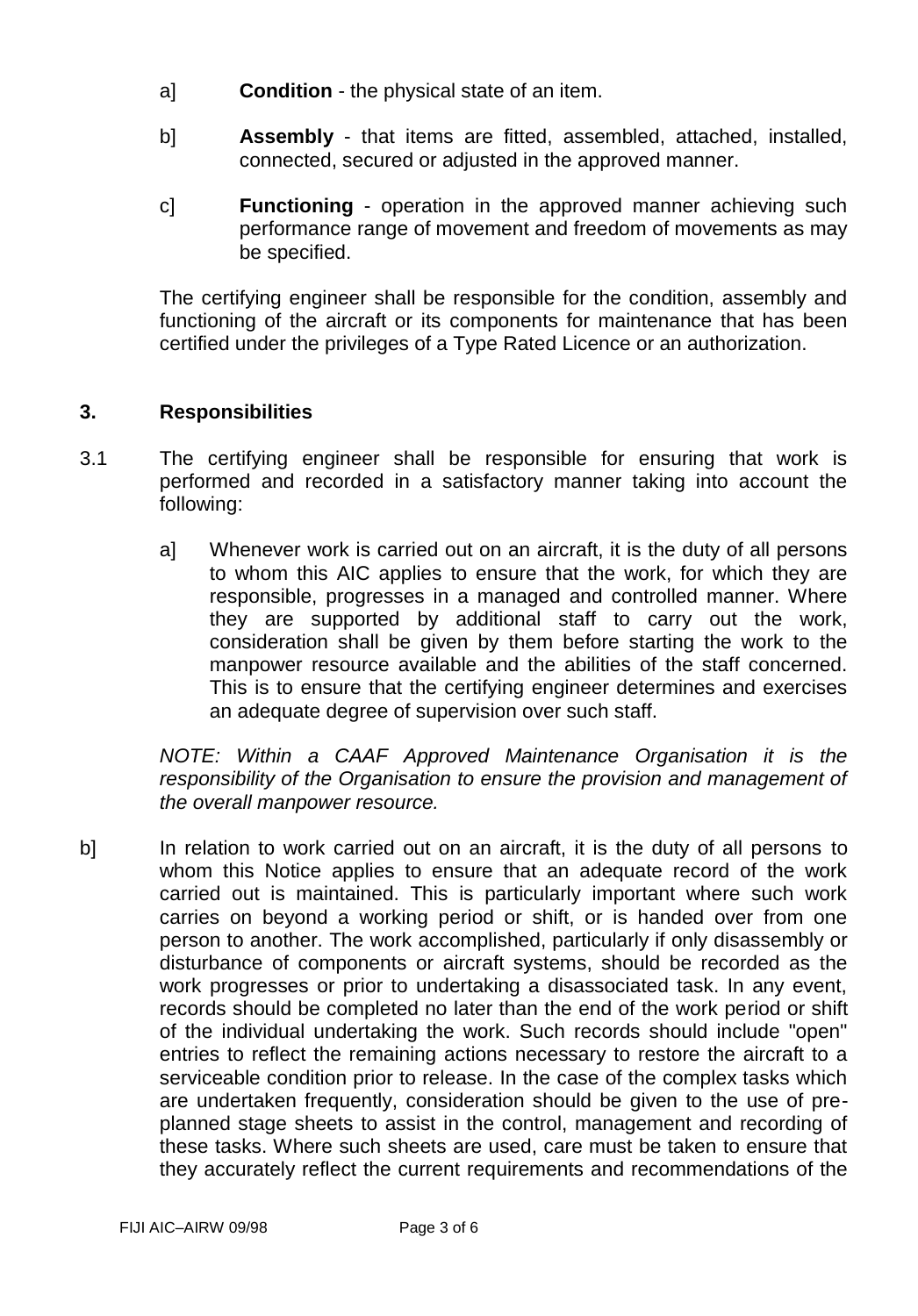a] **Condition** - the physical state of an item.

b] **Assembly** - that items are fitted, assembled, attached, installed, connected, secured or adjusted in the approved manner.

c] **Functioning** - operation in the approved manner achieving such performance range of movement and freedom of movements as may be specified.

The certifying engineer shall be responsible for the condition, assembly and functioning of the aircraft or its components for maintenance that has been certified under the privileges of a Type Rated Licence or an authorization.

## 3. Responsibilities

3.1 The certifying engineer shall be responsible for ensuring that work is performed and recorded in a satisfactory manner taking into account the following:

a] Whenever work is carried out on an aircraft, it is the duty of all persons to whom this AIC applies to ensure that the work, for which they are responsible, progresses in a managed and controlled manner. Where they are supported by additional staff to carry out the work, consideration shall be given by them before starting the work to the manpower resource available and the abilities of the staff concerned. This is to ensure that the certifying engineer determines and exercises an adequate degree of supervision over such staff.

*NOTE: Within a CAAF Approved Maintenance Organisation it is the responsibility of the Organisation to ensure the provision and management of the overall manpower resource.*

b] In relation to work carried out on an aircraft, it is the duty of all persons to whom this Notice applies to ensure that an adequate record of the work carried out is maintained. This is particularly important where such work carries on beyond a working period or shift, or is handed over from one person to another. The work accomplished, particularly if only disassembly or disturbance of components or aircraft systems, should be recorded as the work progresses or prior to undertaking a disassociated task. In any event, records should be completed no later than the end of the work period or shift of the individual undertaking the work. Such records should include "open" entries to reflect the remaining actions necessary to restore the aircraft to a serviceable condition prior to release. In the case of the complex tasks which are undertaken frequently, consideration should be given to the use of pre-planned stage sheets to assist in the control, management and recording of these tasks. Where such sheets are used, care must be taken to ensure that they accurately reflect the current requirements and recommendations of the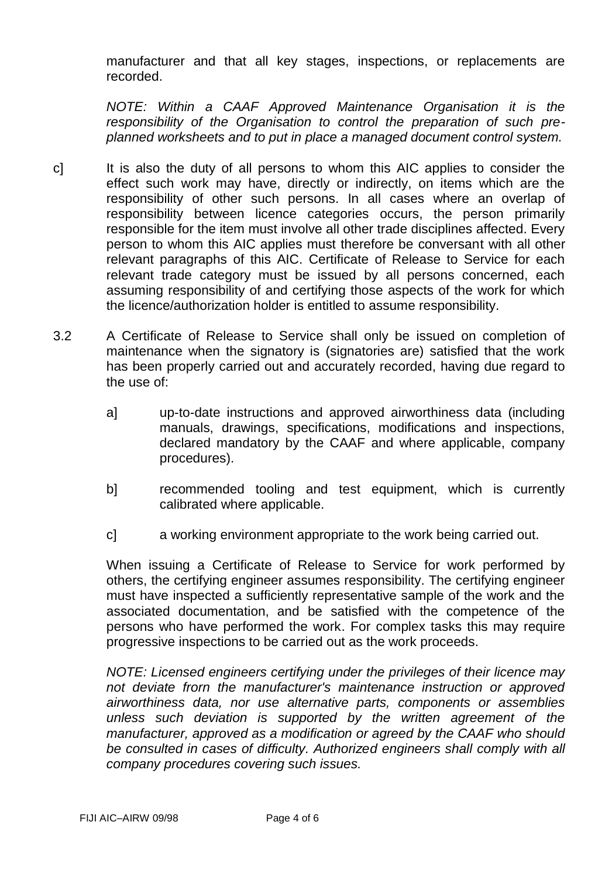manufacturer and that all key stages, inspections, or replacements are recorded.

*NOTE: Within a CAAF Approved Maintenance Organisation it is the responsibility of the Organisation to control the preparation of such pre-planned worksheets and to put in place a managed document control system.*

c] It is also the duty of all persons to whom this AIC applies to consider the effect such work may have, directly or indirectly, on items which are the responsibility of other such persons. In all cases where an overlap of responsibility between licence categories occurs, the person primarily responsible for the item must involve all other trade disciplines affected. Every person to whom this AIC applies must therefore be conversant with all other relevant paragraphs of this AIC. Certificate of Release to Service for each relevant trade category must be issued by all persons concerned, each assuming responsibility of and certifying those aspects of the work for which the licence/authorization holder is entitled to assume responsibility.

3.2 A Certificate of Release to Service shall only be issued on completion of maintenance when the signatory is (signatories are) satisfied that the work has been properly carried out and accurately recorded, having due regard to the use of:

a] up-to-date instructions and approved airworthiness data (including manuals, drawings, specifications, modifications and inspections, declared mandatory by the CAAF and where applicable, company procedures).

b] recommended tooling and test equipment, which is currently calibrated where applicable.

c] a working environment appropriate to the work being carried out.

When issuing a Certificate of Release to Service for work performed by others, the certifying engineer assumes responsibility. The certifying engineer must have inspected a sufficiently representative sample of the work and the associated documentation, and be satisfied with the competence of the persons who have performed the work. For complex tasks this may require progressive inspections to be carried out as the work proceeds.

*NOTE: Licensed engineers certifying under the privileges of their licence may not deviate frorn the manufacturer's maintenance instruction or approved airworthiness data, nor use alternative parts, components or assemblies unless such deviation is supported by the written agreement of the manufacturer, approved as a modification or agreed by the CAAF who should be consulted in cases of difficulty. Authorized engineers shall comply with all company procedures covering such issues.*

FIJI AIC–AIRW 09/98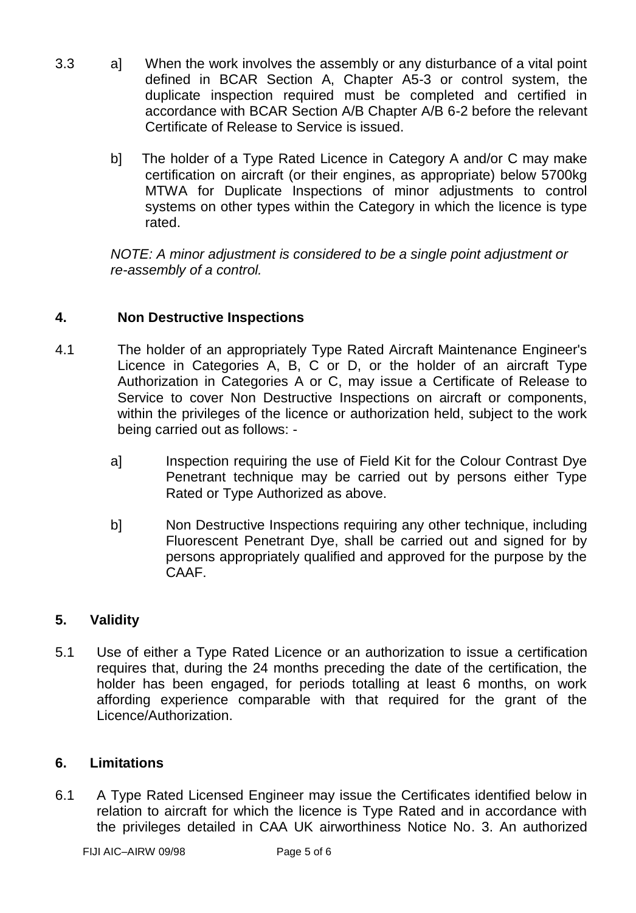3.3 a] When the work involves the assembly or any disturbance of a vital point defined in BCAR Section A, Chapter A5-3 or control system, the duplicate inspection required must be completed and certified in accordance with BCAR Section A/B Chapter A/B 6-2 before the relevant Certificate of Release to Service is issued.

b] The holder of a Type Rated Licence in Category A and/or C may make certification on aircraft (or their engines, as appropriate) below 5700kg MTWA for Duplicate Inspections of minor adjustments to control systems on other types within the Category in which the licence is type rated.

*NOTE: A minor adjustment is considered to be a single point adjustment or re-assembly of a control.*

## 4. Non Destructive Inspections

4.1 The holder of an appropriately Type Rated Aircraft Maintenance Engineer's Licence in Categories A, B, C or D, or the holder of an aircraft Type Authorization in Categories A or C, may issue a Certificate of Release to Service to cover Non Destructive Inspections on aircraft or components, within the privileges of the licence or authorization held, subject to the work being carried out as follows: -

a] Inspection requiring the use of Field Kit for the Colour Contrast Dye Penetrant technique may be carried out by persons either Type Rated or Type Authorized as above.

b] Non Destructive Inspections requiring any other technique, including Fluorescent Penetrant Dye, shall be carried out and signed for by persons appropriately qualified and approved for the purpose by the CAAF.

## 5. Validity

5.1 Use of either a Type Rated Licence or an authorization to issue a certification requires that, during the 24 months preceding the date of the certification, the holder has been engaged, for periods totalling at least 6 months, on work affording experience comparable with that required for the grant of the Licence/Authorization.

## 6. Limitations

6.1 A Type Rated Licensed Engineer may issue the Certificates identified below in relation to aircraft for which the licence is Type Rated and in accordance with the privileges detailed in CAA UK airworthiness Notice No. 3. An authorized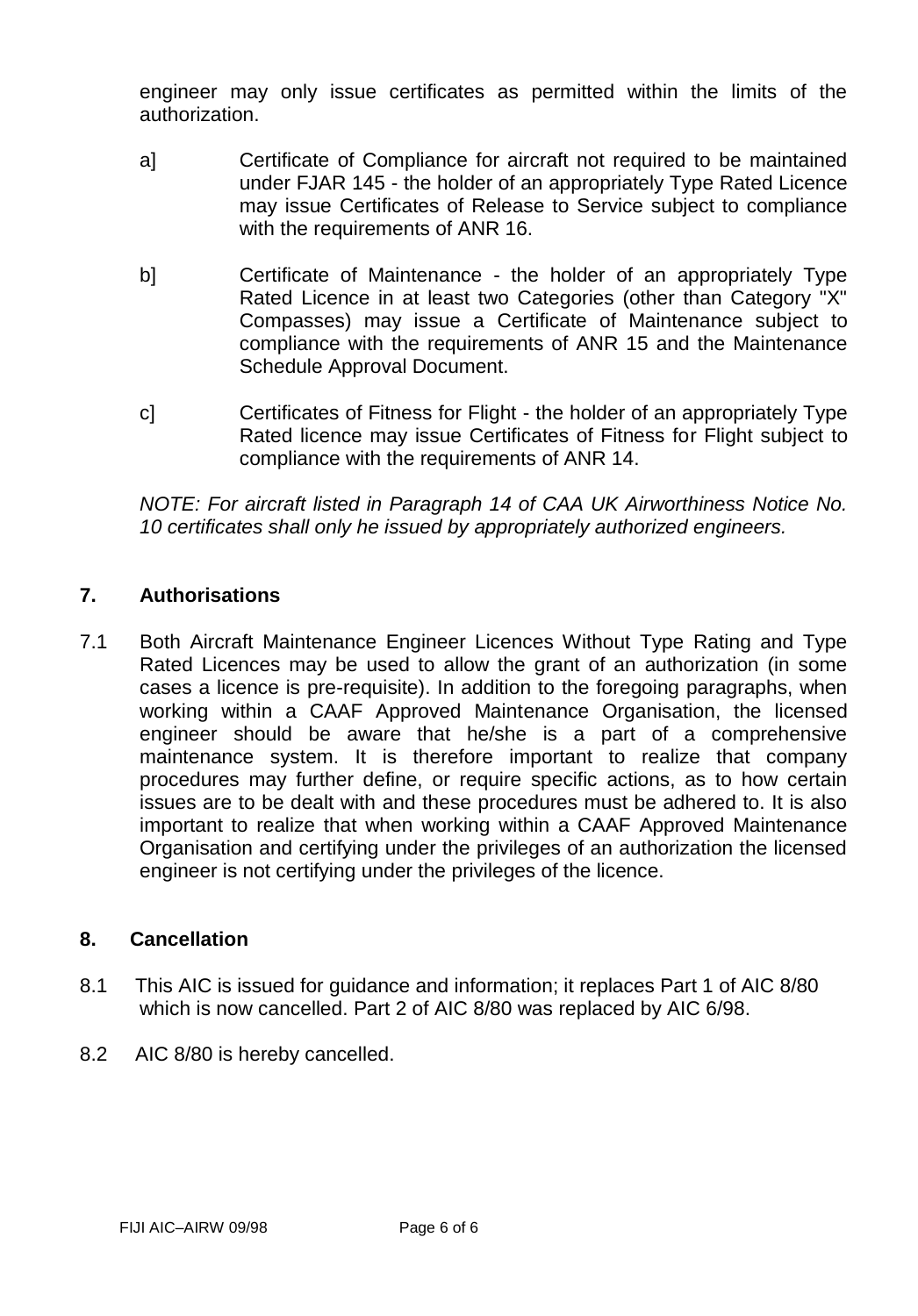engineer may only issue certificates as permitted within the limits of the authorization.

a] Certificate of Compliance for aircraft not required to be maintained under FJAR 145 - the holder of an appropriately Type Rated Licence may issue Certificates of Release to Service subject to compliance with the requirements of ANR 16.

b] Certificate of Maintenance - the holder of an appropriately Type Rated Licence in at least two Categories (other than Category "X" Compasses) may issue a Certificate of Maintenance subject to compliance with the requirements of ANR 15 and the Maintenance Schedule Approval Document.

c] Certificates of Fitness for Flight - the holder of an appropriately Type Rated licence may issue Certificates of Fitness for Flight subject to compliance with the requirements of ANR 14.

*NOTE: For aircraft listed in Paragraph 14 of CAA UK Airworthiness Notice No. 10 certificates shall only he issued by appropriately authorized engineers.*

## 7. Authorisations

7.1 Both Aircraft Maintenance Engineer Licences Without Type Rating and Type Rated Licences may be used to allow the grant of an authorization (in some cases a licence is pre-requisite). In addition to the foregoing paragraphs, when working within a CAAF Approved Maintenance Organisation, the licensed engineer should be aware that he/she is a part of a comprehensive maintenance system. It is therefore important to realize that company procedures may further define, or require specific actions, as to how certain issues are to be dealt with and these procedures must be adhered to. It is also important to realize that when working within a CAAF Approved Maintenance Organisation and certifying under the privileges of an authorization the licensed engineer is not certifying under the privileges of the licence.

## 8. Cancellation

8.1 This AIC is issued for guidance and information; it replaces Part 1 of AIC 8/80 which is now cancelled. Part 2 of AIC 8/80 was replaced by AIC 6/98.

8.2 AIC 8/80 is hereby cancelled.